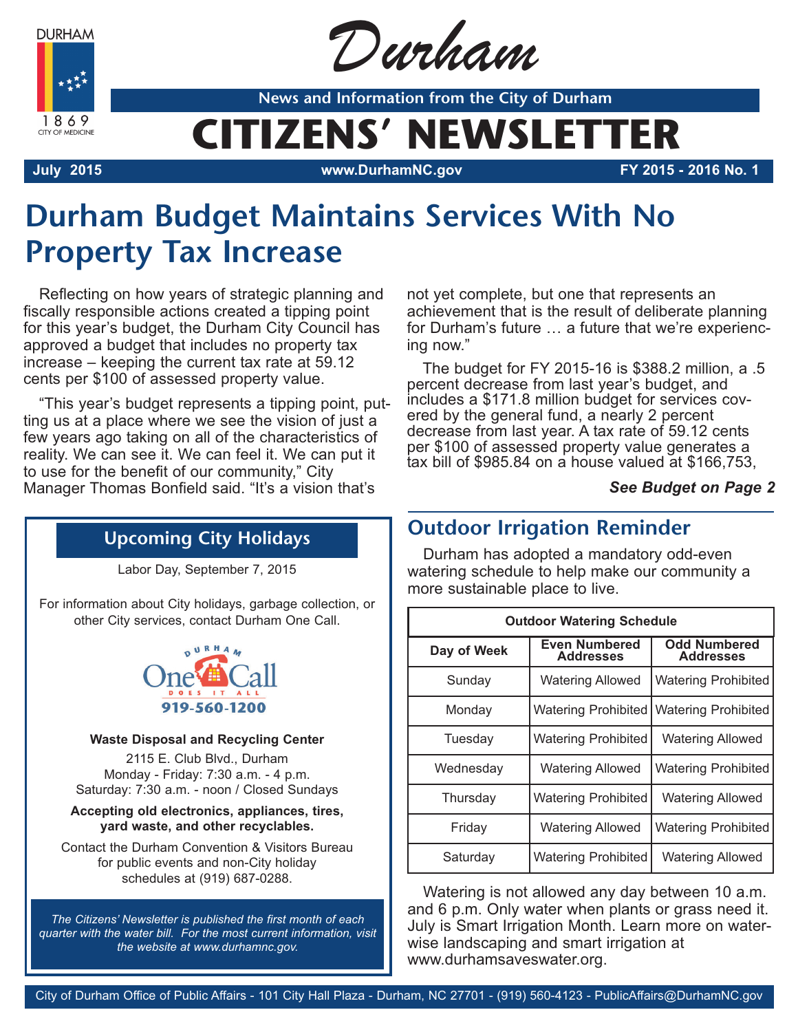# Durham

**News and Information from the City of Durham**

# CITIZENS' NEWSLETTER

**July 2015** | **www.DurhamNC.gov** | **FY 2015 - 2016 No. 1**

## Durham Budget Maintains Services With No Property Tax Increase

Reflecting on how years of strategic planning and fiscally responsible actions created a tipping point for this year's budget, the Durham City Council has approved a budget that includes no property tax increase – keeping the current tax rate at 59.12 cents per $100 of assessed property value.

"This year's budget represents a tipping point, putting us at a place where we see the vision of just a few years ago taking on all of the characteristics of reality. We can see it. We can feel it. We can put it to use for the benefit of our community," City Manager Thomas Bonfield said. "It's a vision that's not yet complete, but one that represents an achievement that is the result of deliberate planning for Durham's future … a future that we're experiencing now."

The budget for FY 2015-16 is $388.2 million, a .5 percent decrease from last year's budget, and includes a $171.8 million budget for services covered by the general fund, a nearly 2 percent decrease from last year. A tax rate of 59.12 cents per $100 of assessed property value generates a tax bill of $985.84 on a house valued at $166,753,

***See Budget on Page 2***

## Upcoming City Holidays

Labor Day, September 7, 2015

For information about City holidays, garbage collection, or other City services, contact Durham One Call.

Durham One Call Does It All
919-560-1200

**Waste Disposal and Recycling Center**

2115 E. Club Blvd., Durham
Monday - Friday: 7:30 a.m. - 4 p.m.
Saturday: 7:30 a.m. - noon / Closed Sundays

**Accepting old electronics, appliances, tires, yard waste, and other recyclables.**

Contact the Durham Convention & Visitors Bureau for public events and non-City holiday schedules at (919) 687-0288.

*The Citizens' Newsletter is published the first month of each quarter with the water bill. For the most current information, visit the website at www.durhamnc.gov.*

## Outdoor Irrigation Reminder

Durham has adopted a mandatory odd-even watering schedule to help make our community a more sustainable place to live.

| Outdoor Watering Schedule | | |
|---|---|---|
| **Day of Week** | **Even Numbered Addresses** | **Odd Numbered Addresses** |
| Sunday | Watering Allowed | Watering Prohibited |
| Monday | Watering Prohibited | Watering Prohibited |
| Tuesday | Watering Prohibited | Watering Allowed |
| Wednesday | Watering Allowed | Watering Prohibited |
| Thursday | Watering Prohibited | Watering Allowed |
| Friday | Watering Allowed | Watering Prohibited |
| Saturday | Watering Prohibited | Watering Allowed |

Watering is not allowed any day between 10 a.m. and 6 p.m. Only water when plants or grass need it. July is Smart Irrigation Month. Learn more on water-wise landscaping and smart irrigation at www.durhamsaveswater.org.

City of Durham Office of Public Affairs - 101 City Hall Plaza - Durham, NC 27701 - (919) 560-4123 - PublicAffairs@DurhamNC.gov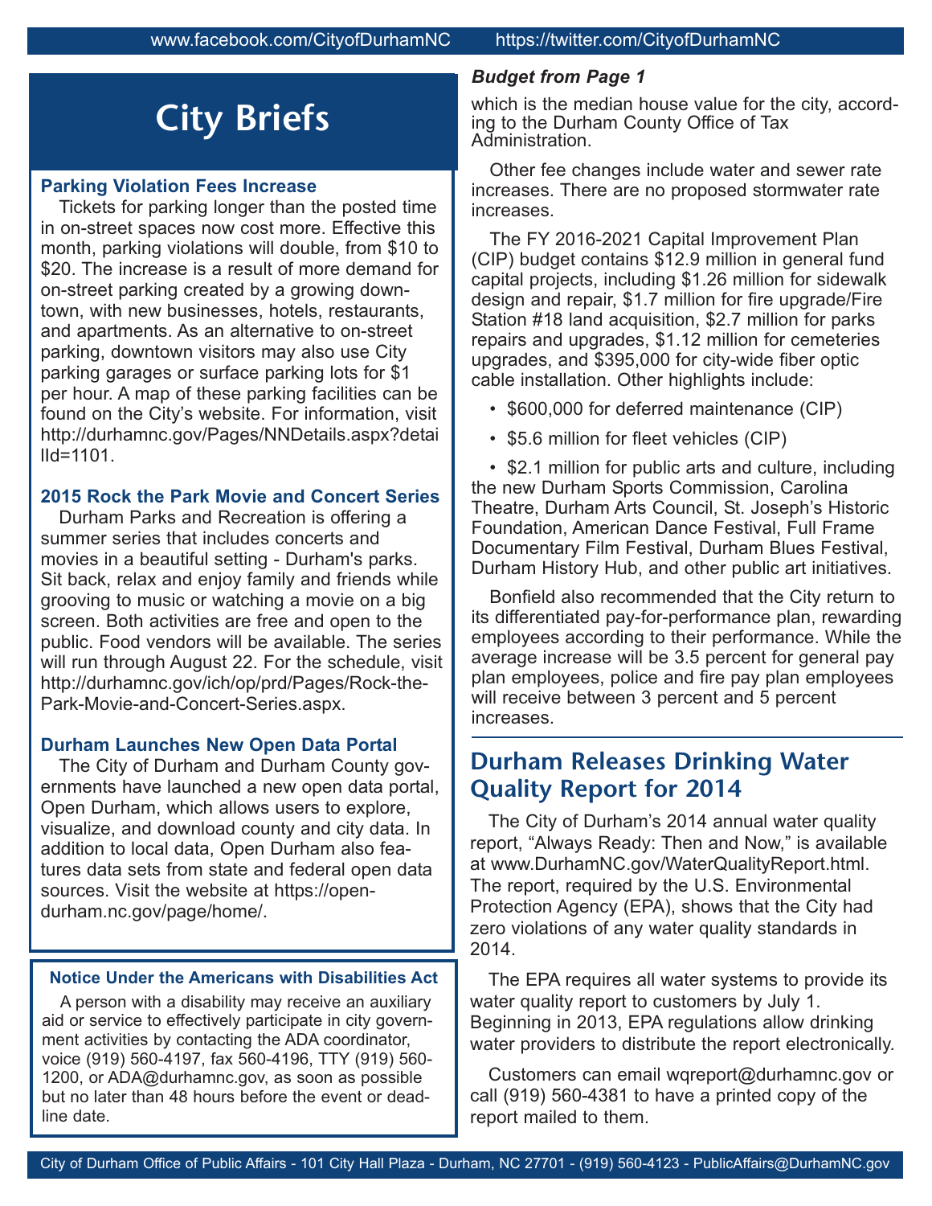# City Briefs

### Parking Violation Fees Increase

Tickets for parking longer than the posted time in on-street spaces now cost more. Effective this month, parking violations will double, from $10 to $20. The increase is a result of more demand for on-street parking created by a growing downtown, with new businesses, hotels, restaurants, and apartments. As an alternative to on-street parking, downtown visitors may also use City parking garages or surface parking lots for $1 per hour. A map of these parking facilities can be found on the City's website. For information, visit http://durhamnc.gov/Pages/NNDetails.aspx?detailId=1101.

### 2015 Rock the Park Movie and Concert Series

Durham Parks and Recreation is offering a summer series that includes concerts and movies in a beautiful setting - Durham's parks. Sit back, relax and enjoy family and friends while grooving to music or watching a movie on a big screen. Both activities are free and open to the public. Food vendors will be available. The series will run through August 22. For the schedule, visit http://durhamnc.gov/ich/op/prd/Pages/Rock-the-Park-Movie-and-Concert-Series.aspx.

### Durham Launches New Open Data Portal

The City of Durham and Durham County governments have launched a new open data portal, Open Durham, which allows users to explore, visualize, and download county and city data. In addition to local data, Open Durham also features data sets from state and federal open data sources. Visit the website at https://opendurham.nc.gov/page/home/.

### Notice Under the Americans with Disabilities Act

A person with a disability may receive an auxiliary aid or service to effectively participate in city government activities by contacting the ADA coordinator, voice (919) 560-4197, fax 560-4196, TTY (919) 560-1200, or ADA@durhamnc.gov, as soon as possible but no later than 48 hours before the event or deadline date.

***Budget from Page 1***

which is the median house value for the city, according to the Durham County Office of Tax Administration.

Other fee changes include water and sewer rate increases. There are no proposed stormwater rate increases.

The FY 2016-2021 Capital Improvement Plan (CIP) budget contains $12.9 million in general fund capital projects, including $1.26 million for sidewalk design and repair, $1.7 million for fire upgrade/Fire Station #18 land acquisition, $2.7 million for parks repairs and upgrades, $1.12 million for cemeteries upgrades, and $395,000 for city-wide fiber optic cable installation. Other highlights include:

- $600,000 for deferred maintenance (CIP)
- $5.6 million for fleet vehicles (CIP)
- $2.1 million for public arts and culture, including the new Durham Sports Commission, Carolina Theatre, Durham Arts Council, St. Joseph's Historic Foundation, American Dance Festival, Full Frame Documentary Film Festival, Durham Blues Festival, Durham History Hub, and other public art initiatives.

Bonfield also recommended that the City return to its differentiated pay-for-performance plan, rewarding employees according to their performance. While the average increase will be 3.5 percent for general pay plan employees, police and fire pay plan employees will receive between 3 percent and 5 percent increases.

## Durham Releases Drinking Water Quality Report for 2014

The City of Durham's 2014 annual water quality report, "Always Ready: Then and Now," is available at www.DurhamNC.gov/WaterQualityReport.html. The report, required by the U.S. Environmental Protection Agency (EPA), shows that the City had zero violations of any water quality standards in 2014.

The EPA requires all water systems to provide its water quality report to customers by July 1. Beginning in 2013, EPA regulations allow drinking water providers to distribute the report electronically.

Customers can email wqreport@durhamnc.gov or call (919) 560-4381 to have a printed copy of the report mailed to them.